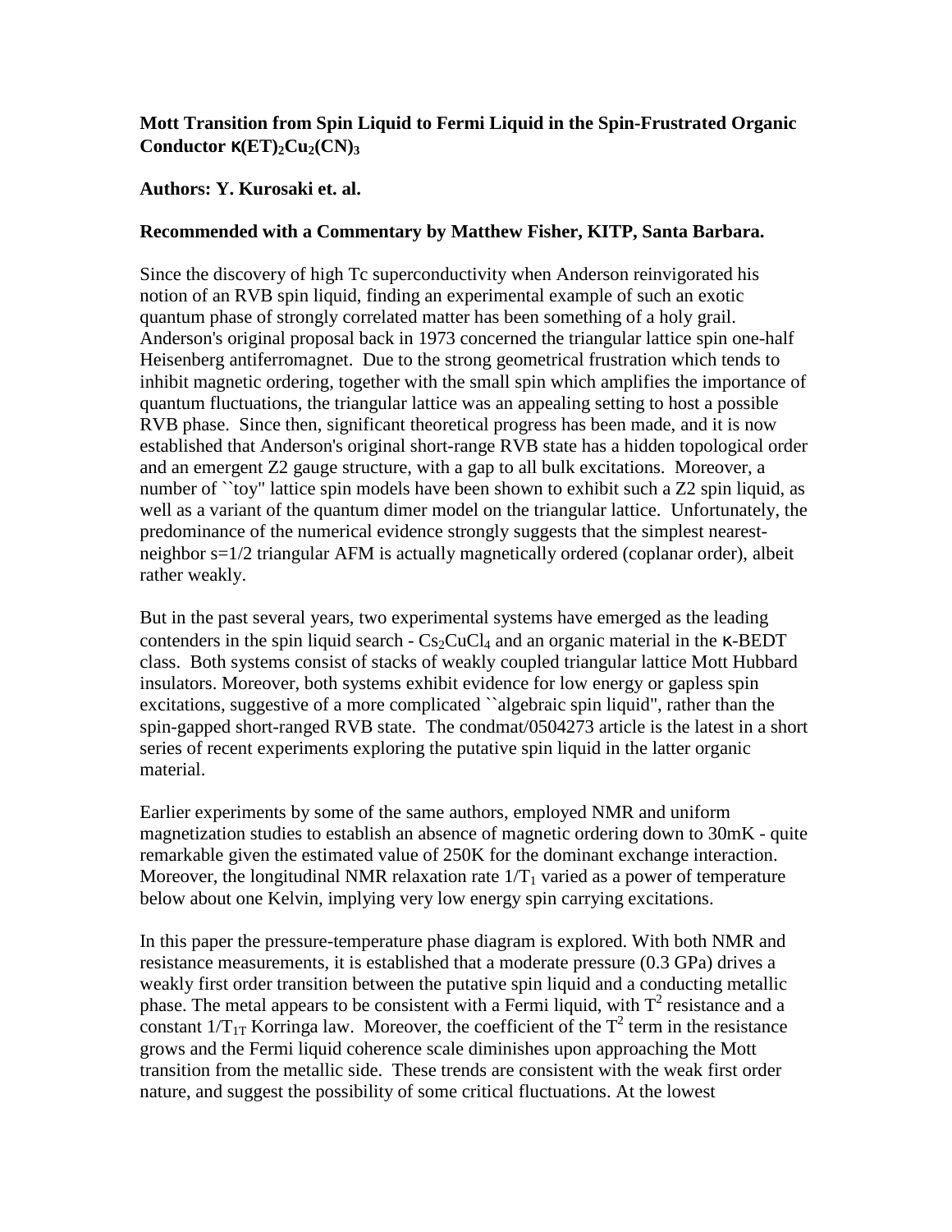**Mott Transition from Spin Liquid to Fermi Liquid in the Spin-Frustrated Organic Conductor κ$(ET)_2Cu_2(CN)_3$**

**Authors: Y. Kurosaki et. al.**

**Recommended with a Commentary by Matthew Fisher, KITP, Santa Barbara.**

Since the discovery of high Tc superconductivity when Anderson reinvigorated his notion of an RVB spin liquid, finding an experimental example of such an exotic quantum phase of strongly correlated matter has been something of a holy grail. Anderson's original proposal back in 1973 concerned the triangular lattice spin one-half Heisenberg antiferromagnet. Due to the strong geometrical frustration which tends to inhibit magnetic ordering, together with the small spin which amplifies the importance of quantum fluctuations, the triangular lattice was an appealing setting to host a possible RVB phase. Since then, significant theoretical progress has been made, and it is now established that Anderson's original short-range RVB state has a hidden topological order and an emergent Z2 gauge structure, with a gap to all bulk excitations. Moreover, a number of ``toy'' lattice spin models have been shown to exhibit such a Z2 spin liquid, as well as a variant of the quantum dimer model on the triangular lattice. Unfortunately, the predominance of the numerical evidence strongly suggests that the simplest nearest-neighbor s=1/2 triangular AFM is actually magnetically ordered (coplanar order), albeit rather weakly.

But in the past several years, two experimental systems have emerged as the leading contenders in the spin liquid search - $Cs_2CuCl_4$ and an organic material in the κ-BEDT class. Both systems consist of stacks of weakly coupled triangular lattice Mott Hubbard insulators. Moreover, both systems exhibit evidence for low energy or gapless spin excitations, suggestive of a more complicated ``algebraic spin liquid'', rather than the spin-gapped short-ranged RVB state. The condmat/0504273 article is the latest in a short series of recent experiments exploring the putative spin liquid in the latter organic material.

Earlier experiments by some of the same authors, employed NMR and uniform magnetization studies to establish an absence of magnetic ordering down to 30mK - quite remarkable given the estimated value of 250K for the dominant exchange interaction. Moreover, the longitudinal NMR relaxation rate $1/T_1$ varied as a power of temperature below about one Kelvin, implying very low energy spin carrying excitations.

In this paper the pressure-temperature phase diagram is explored. With both NMR and resistance measurements, it is established that a moderate pressure (0.3 GPa) drives a weakly first order transition between the putative spin liquid and a conducting metallic phase. The metal appears to be consistent with a Fermi liquid, with $T^2$ resistance and a constant $1/T_{1T}$ Korringa law. Moreover, the coefficient of the $T^2$ term in the resistance grows and the Fermi liquid coherence scale diminishes upon approaching the Mott transition from the metallic side. These trends are consistent with the weak first order nature, and suggest the possibility of some critical fluctuations. At the lowest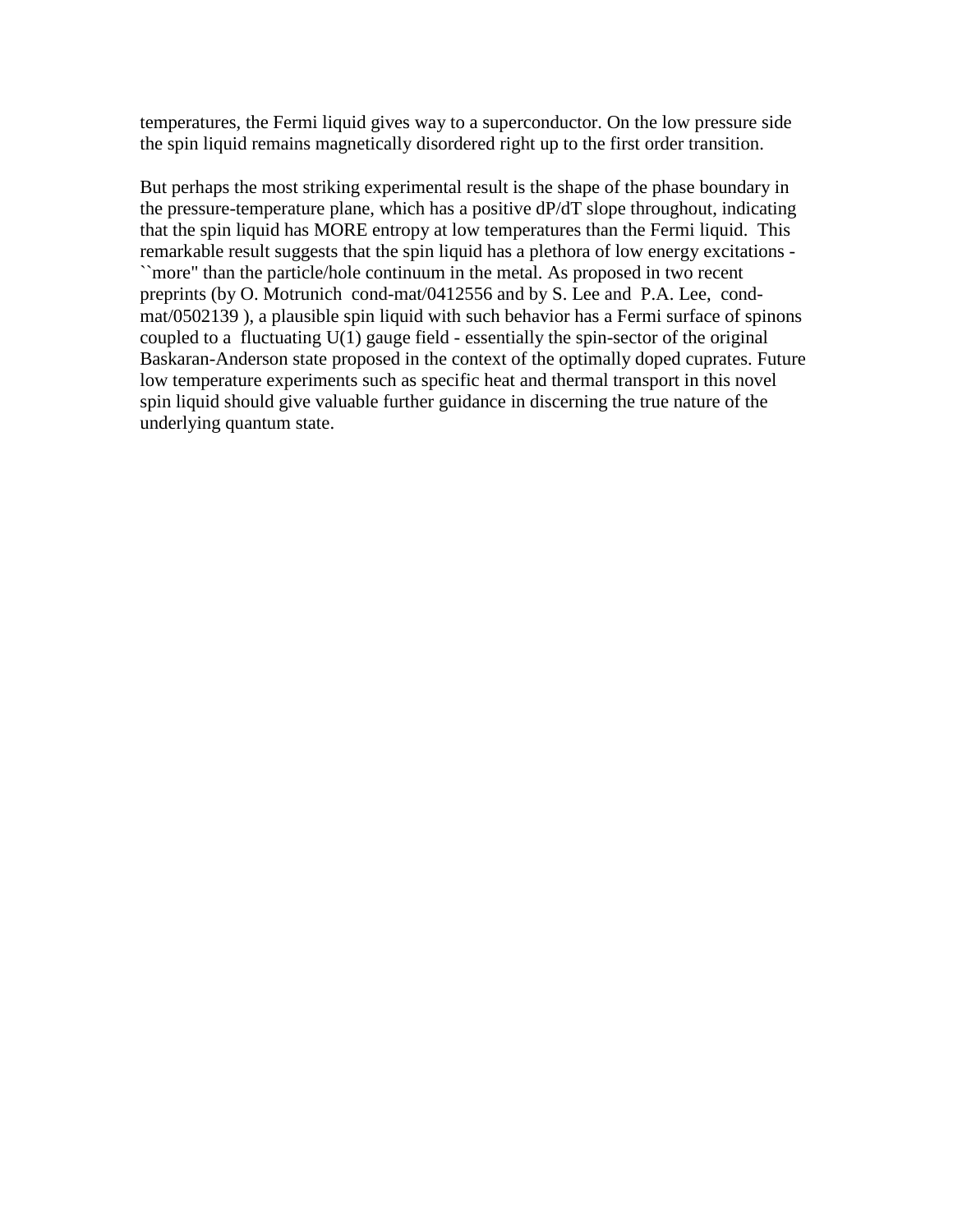temperatures, the Fermi liquid gives way to a superconductor. On the low pressure side the spin liquid remains magnetically disordered right up to the first order transition.

But perhaps the most striking experimental result is the shape of the phase boundary in the pressure-temperature plane, which has a positive $dP/dT$ slope throughout, indicating that the spin liquid has MORE entropy at low temperatures than the Fermi liquid. This remarkable result suggests that the spin liquid has a plethora of low energy excitations - ``more" than the particle/hole continuum in the metal. As proposed in two recent preprints (by O. Motrunich cond-mat/0412556 and by S. Lee and P.A. Lee, cond-mat/0502139 ), a plausible spin liquid with such behavior has a Fermi surface of spinons coupled to a fluctuating U(1) gauge field - essentially the spin-sector of the original Baskaran-Anderson state proposed in the context of the optimally doped cuprates. Future low temperature experiments such as specific heat and thermal transport in this novel spin liquid should give valuable further guidance in discerning the true nature of the underlying quantum state.